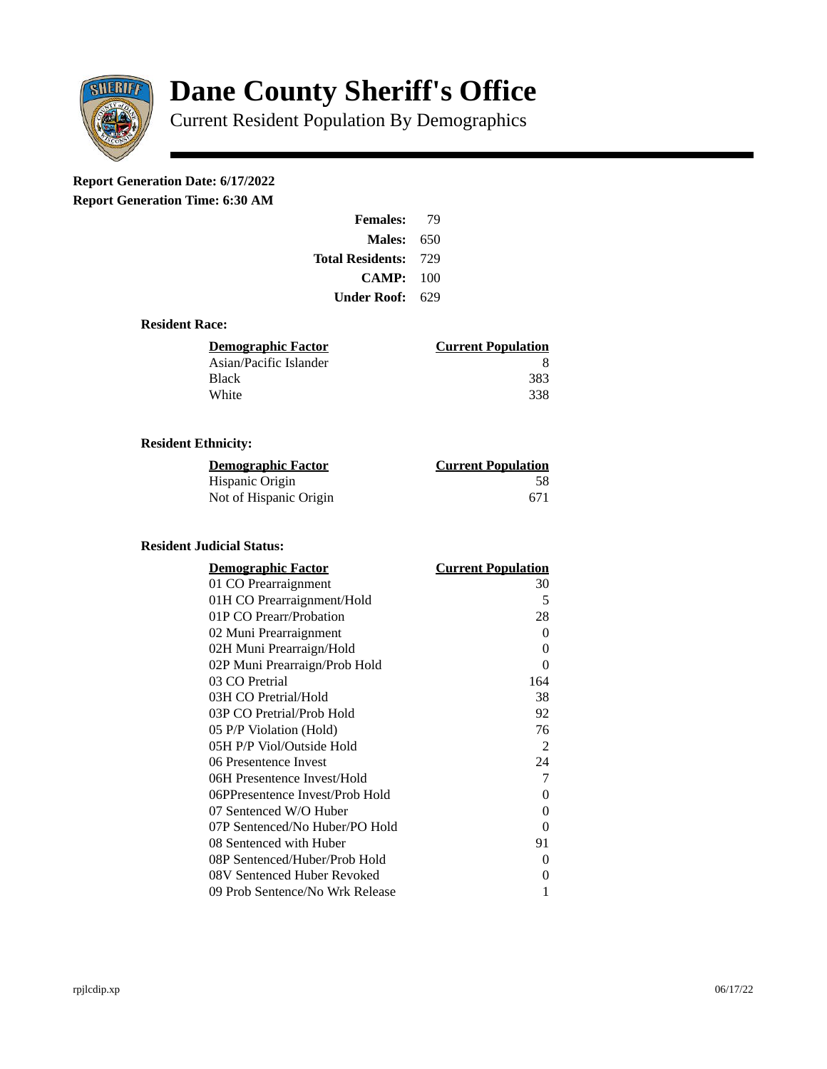# Dane County Sheriff's Office

## Current Resident Population By Demographics

**Report Generation Date: 6/17/2022**
**Report Generation Time: 6:30 AM**

| | |
|---|---|
| **Females:** | 79 |
| **Males:** | 650 |
| **Total Residents:** | 729 |
| **CAMP:** | 100 |
| **Under Roof:** | 629 |

### Resident Race:

| Demographic Factor | Current Population |
|---|---|
| Asian/Pacific Islander | 8 |
| Black | 383 |
| White | 338 |

### Resident Ethnicity:

| Demographic Factor | Current Population |
|---|---|
| Hispanic Origin | 58 |
| Not of Hispanic Origin | 671 |

### Resident Judicial Status:

| Demographic Factor | Current Population |
|---|---|
| 01 CO Prearraignment | 30 |
| 01H CO Prearraignment/Hold | 5 |
| 01P CO Prearr/Probation | 28 |
| 02 Muni Prearraignment | 0 |
| 02H Muni Prearraign/Hold | 0 |
| 02P Muni Prearraign/Prob Hold | 0 |
| 03 CO Pretrial | 164 |
| 03H CO Pretrial/Hold | 38 |
| 03P CO Pretrial/Prob Hold | 92 |
| 05 P/P Violation (Hold) | 76 |
| 05H P/P Viol/Outside Hold | 2 |
| 06 Presentence Invest | 24 |
| 06H Presentence Invest/Hold | 7 |
| 06PPresentence Invest/Prob Hold | 0 |
| 07 Sentenced W/O Huber | 0 |
| 07P Sentenced/No Huber/PO Hold | 0 |
| 08 Sentenced with Huber | 91 |
| 08P Sentenced/Huber/Prob Hold | 0 |
| 08V Sentenced Huber Revoked | 0 |
| 09 Prob Sentence/No Wrk Release | 1 |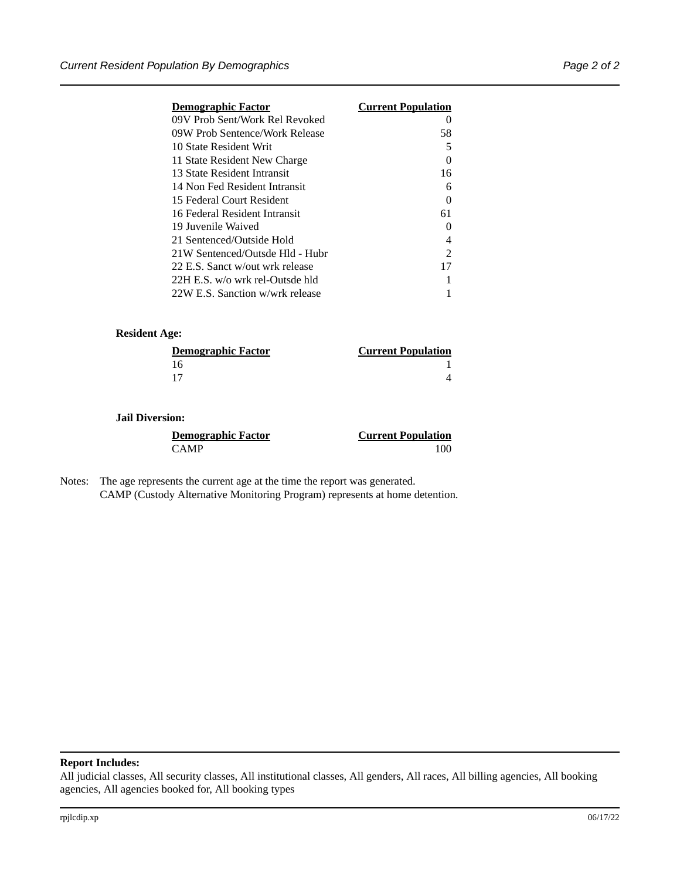| Demographic Factor | Current Population |
|---|---|
| 09V Prob Sent/Work Rel Revoked | 0 |
| 09W Prob Sentence/Work Release | 58 |
| 10 State Resident Writ | 5 |
| 11 State Resident New Charge | 0 |
| 13 State Resident Intransit | 16 |
| 14 Non Fed Resident Intransit | 6 |
| 15 Federal Court Resident | 0 |
| 16 Federal Resident Intransit | 61 |
| 19 Juvenile Waived | 0 |
| 21 Sentenced/Outside Hold | 4 |
| 21W Sentenced/Outsde Hld - Hubr | 2 |
| 22 E.S. Sanct w/out wrk release | 17 |
| 22H E.S. w/o wrk rel-Outsde hld | 1 |
| 22W E.S. Sanction w/wrk release | 1 |

**Resident Age:**

| Demographic Factor | Current Population |
|---|---|
| 16 | 1 |
| 17 | 4 |

**Jail Diversion:**

| Demographic Factor | Current Population |
|---|---|
| CAMP | 100 |

Notes: The age represents the current age at the time the report was generated.
CAMP (Custody Alternative Monitoring Program) represents at home detention.

**Report Includes:**
All judicial classes, All security classes, All institutional classes, All genders, All races, All billing agencies, All booking agencies, All agencies booked for, All booking types

rpjlcdip.xp 06/17/22